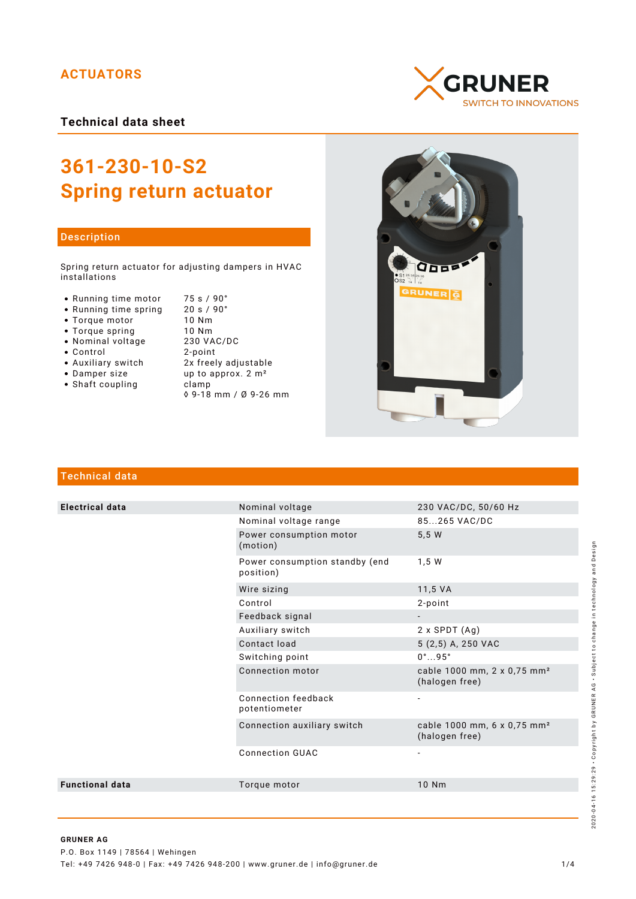ACTUATORS

GRUNER
SWITCH TO INNOVATIONS

**Technical data sheet**

# 361-230-10-S2
# Spring return actuator

## Description

Spring return actuator for adjusting dampers in HVAC installations

- Running time motor — 75 s / 90°
- Running time spring — 20 s / 90°
- Torque motor — 10 Nm
- Torque spring — 10 Nm
- Nominal voltage — 230 VAC/DC
- Control — 2-point
- Auxiliary switch — 2x freely adjustable
- Damper size — up to approx. 2 m²
- Shaft coupling — clamp
  ◊ 9-18 mm / Ø 9-26 mm

## Technical data

| | | |
|---|---|---|
| **Electrical data** | Nominal voltage | 230 VAC/DC, 50/60 Hz |
| | Nominal voltage range | 85...265 VAC/DC |
| | Power consumption motor (motion) | 5,5 W |
| | Power consumption standby (end position) | 1,5 W |
| | Wire sizing | 11,5 VA |
| | Control | 2-point |
| | Feedback signal | - |
| | Auxiliary switch | 2 x SPDT (Ag) |
| | Contact load | 5 (2,5) A, 250 VAC |
| | Switching point | 0°...95° |
| | Connection motor | cable 1000 mm, 2 x 0,75 mm² (halogen free) |
| | Connection feedback potentiometer | - |
| | Connection auxiliary switch | cable 1000 mm, 6 x 0,75 mm² (halogen free) |
| | Connection GUAC | - |
| **Functional data** | Torque motor | 10 Nm |

**GRUNER AG**
P.O. Box 1149 | 78564 | Wehingen
Tel: +49 7426 948-0 | Fax: +49 7426 948-200 | www.gruner.de | info@gruner.de

2020-04-16 15:29:29 • Copyright by GRUNER AG • Subject to change in technology and Design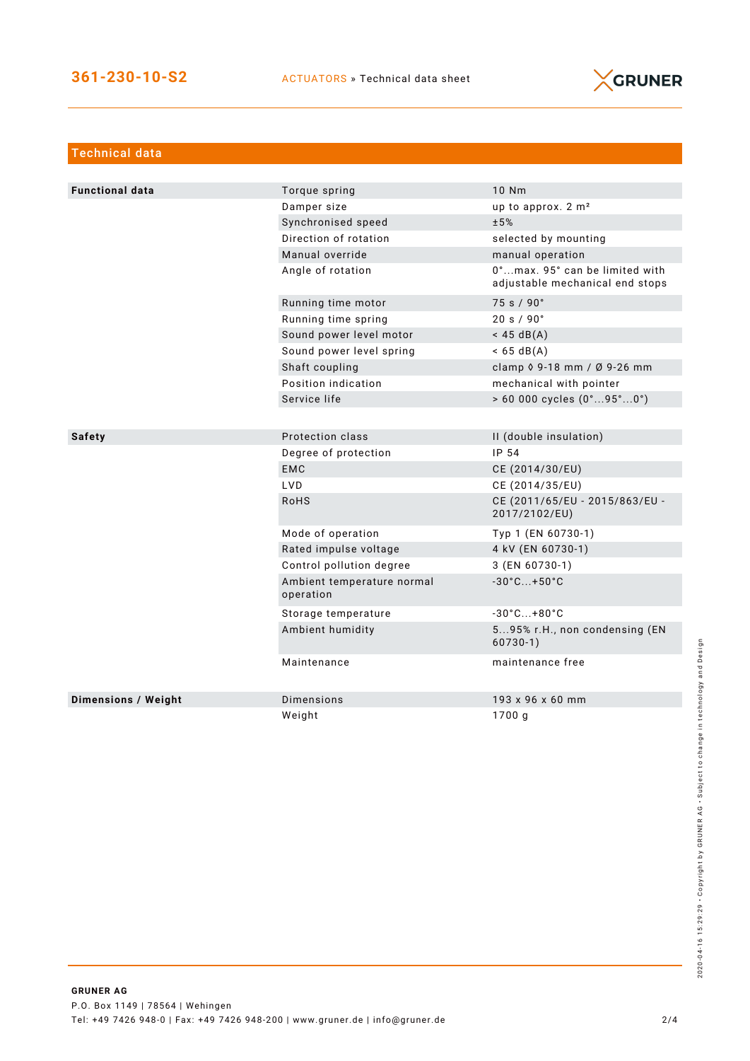## Technical data

| | | |
|---|---|---|
| **Functional data** | Torque spring | 10 Nm |
| | Damper size | up to approx. 2 m² |
| | Synchronised speed | ±5% |
| | Direction of rotation | selected by mounting |
| | Manual override | manual operation |
| | Angle of rotation | 0°...max. 95° can be limited with adjustable mechanical end stops |
| | Running time motor | 75 s / 90° |
| | Running time spring | 20 s / 90° |
| | Sound power level motor | < 45 dB(A) |
| | Sound power level spring | < 65 dB(A) |
| | Shaft coupling | clamp ◊ 9-18 mm / Ø 9-26 mm |
| | Position indication | mechanical with pointer |
| | Service life | > 60 000 cycles (0°...95°...0°) |
| **Safety** | Protection class | II (double insulation) |
| | Degree of protection | IP 54 |
| | EMC | CE (2014/30/EU) |
| | LVD | CE (2014/35/EU) |
| | RoHS | CE (2011/65/EU - 2015/863/EU - 2017/2102/EU) |
| | Mode of operation | Typ 1 (EN 60730-1) |
| | Rated impulse voltage | 4 kV (EN 60730-1) |
| | Control pollution degree | 3 (EN 60730-1) |
| | Ambient temperature normal operation | -30°C...+50°C |
| | Storage temperature | -30°C...+80°C |
| | Ambient humidity | 5...95% r.H., non condensing (EN 60730-1) |
| | Maintenance | maintenance free |
| **Dimensions / Weight** | Dimensions | 193 x 96 x 60 mm |
| | Weight | 1700 g |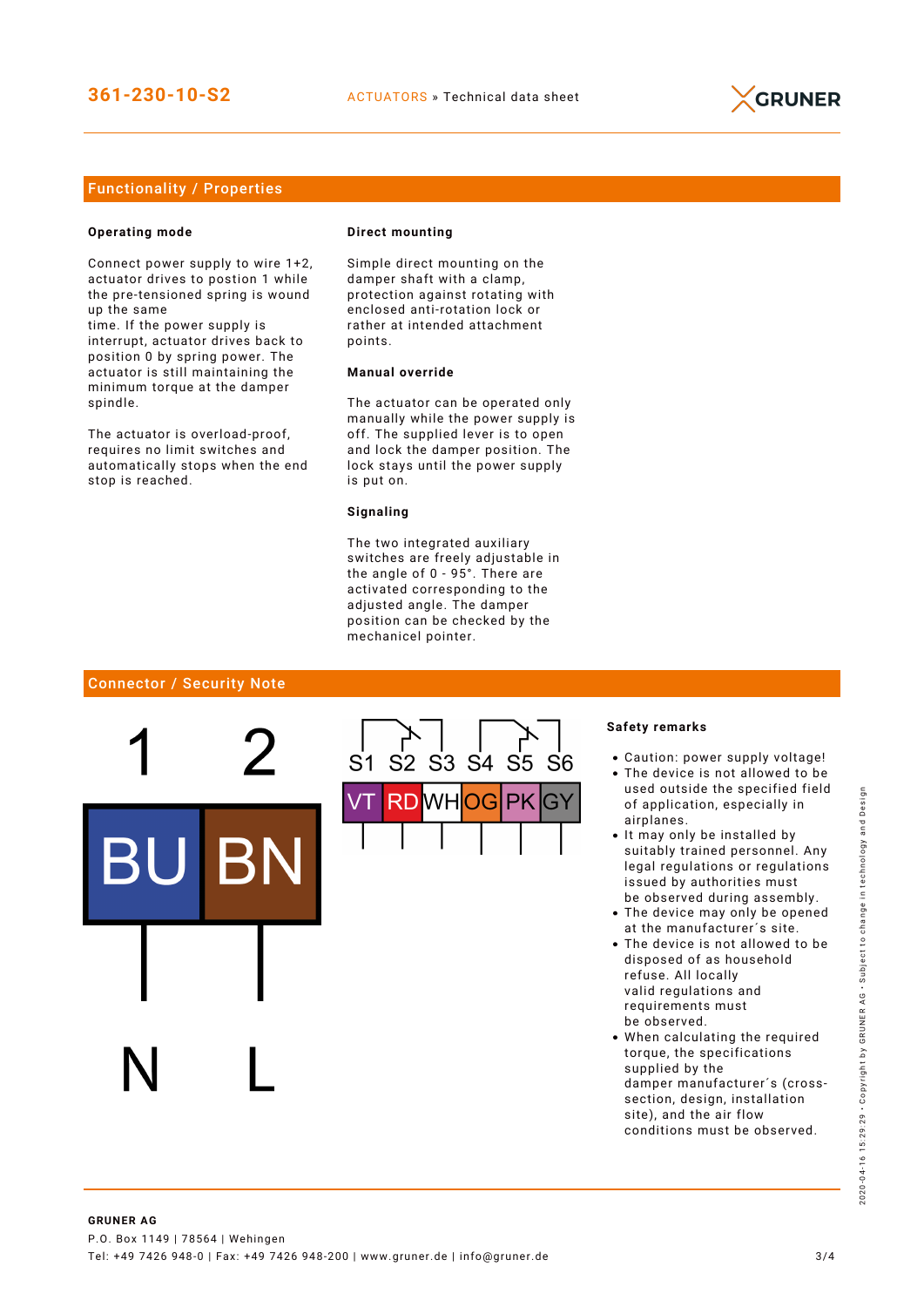## Functionality / Properties

### Operating mode

Connect power supply to wire 1+2, actuator drives to postion 1 while the pre-tensioned spring is wound up the same time. If the power supply is interrupt, actuator drives back to position 0 by spring power. The actuator is still maintaining the minimum torque at the damper spindle.

The actuator is overload-proof, requires no limit switches and automatically stops when the end stop is reached.

### Direct mounting

Simple direct mounting on the damper shaft with a clamp, protection against rotating with enclosed anti-rotation lock or rather at intended attachment points.

### Manual override

The actuator can be operated only manually while the power supply is off. The supplied lever is to open and lock the damper position. The lock stays until the power supply is put on.

### Signaling

The two integrated auxiliary switches are freely adjustable in the angle of 0 - 95°. There are activated corresponding to the adjusted angle. The damper position can be checked by the mechanicel pointer.

## Connector / Security Note

| 1 | 2 |
|---|---|
| BU | BN |
| N | L |

| S1 | S2 | S3 | S4 | S5 | S6 |
|---|---|---|---|---|---|
| VT | RD | WH | OG | PK | GY |

### Safety remarks

- Caution: power supply voltage!
- The device is not allowed to be used outside the specified field of application, especially in airplanes.
- It may only be installed by suitably trained personnel. Any legal regulations or regulations issued by authorities must be observed during assembly.
- The device may only be opened at the manufacturer´s site.
- The device is not allowed to be disposed of as household refuse. All locally valid regulations and requirements must be observed.
- When calculating the required torque, the specifications supplied by the damper manufacturer´s (cross-section, design, installation site), and the air flow conditions must be observed.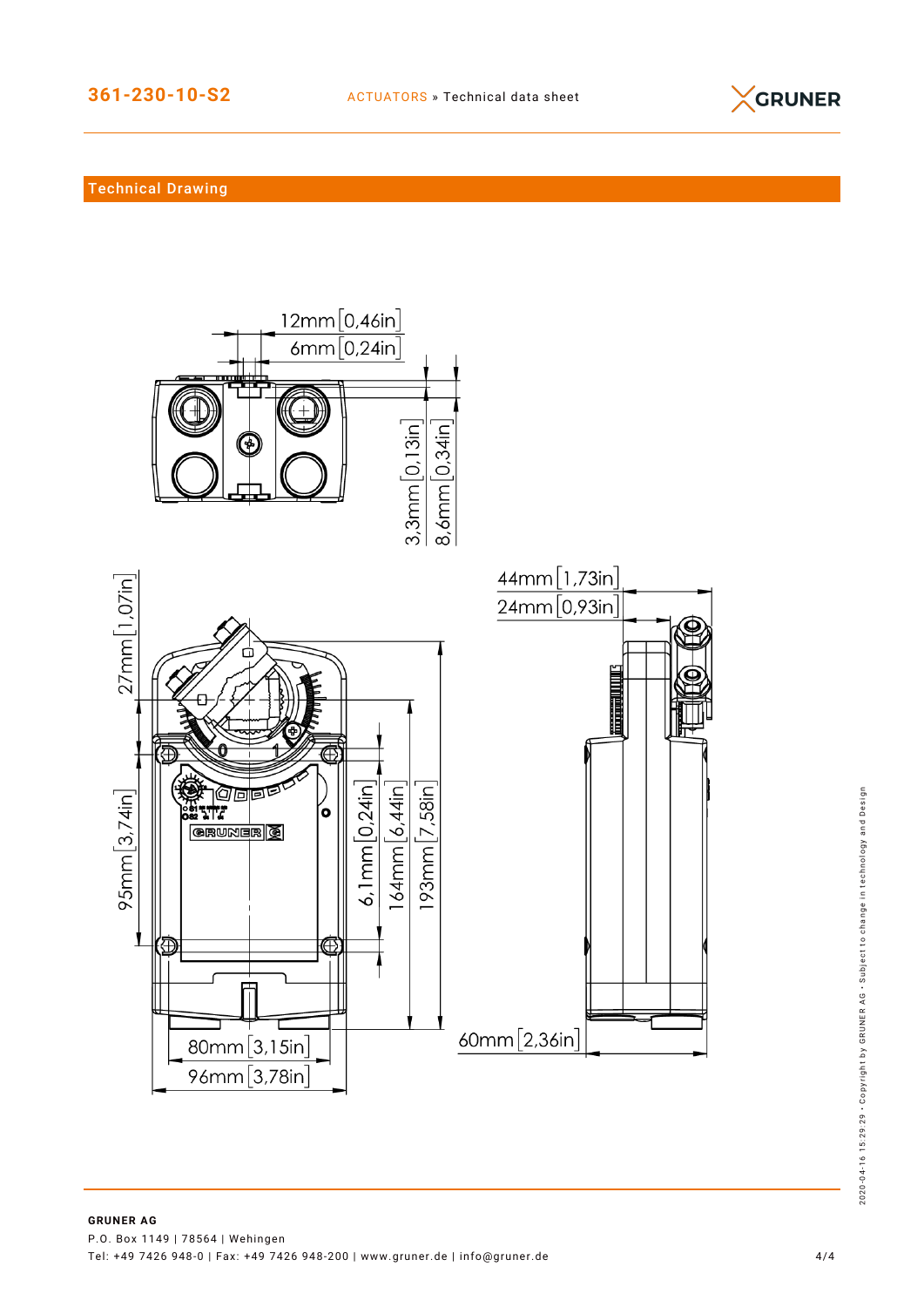## Technical Drawing

12mm [0,46in]
6mm [0,24in]
3,3mm [0,13in]
8,6mm [0,34in]

27mm [1,07in]
95mm [3,74in]
6,1mm [0,24in]
164mm [6,44in]
193mm [7,58in]
80mm [3,15in]
96mm [3,78in]

44mm [1,73in]
24mm [0,93in]
60mm [2,36in]

**GRUNER AG**
P.O. Box 1149 | 78564 | Wehingen
Tel: +49 7426 948-0 | Fax: +49 7426 948-200 | www.gruner.de | info@gruner.de